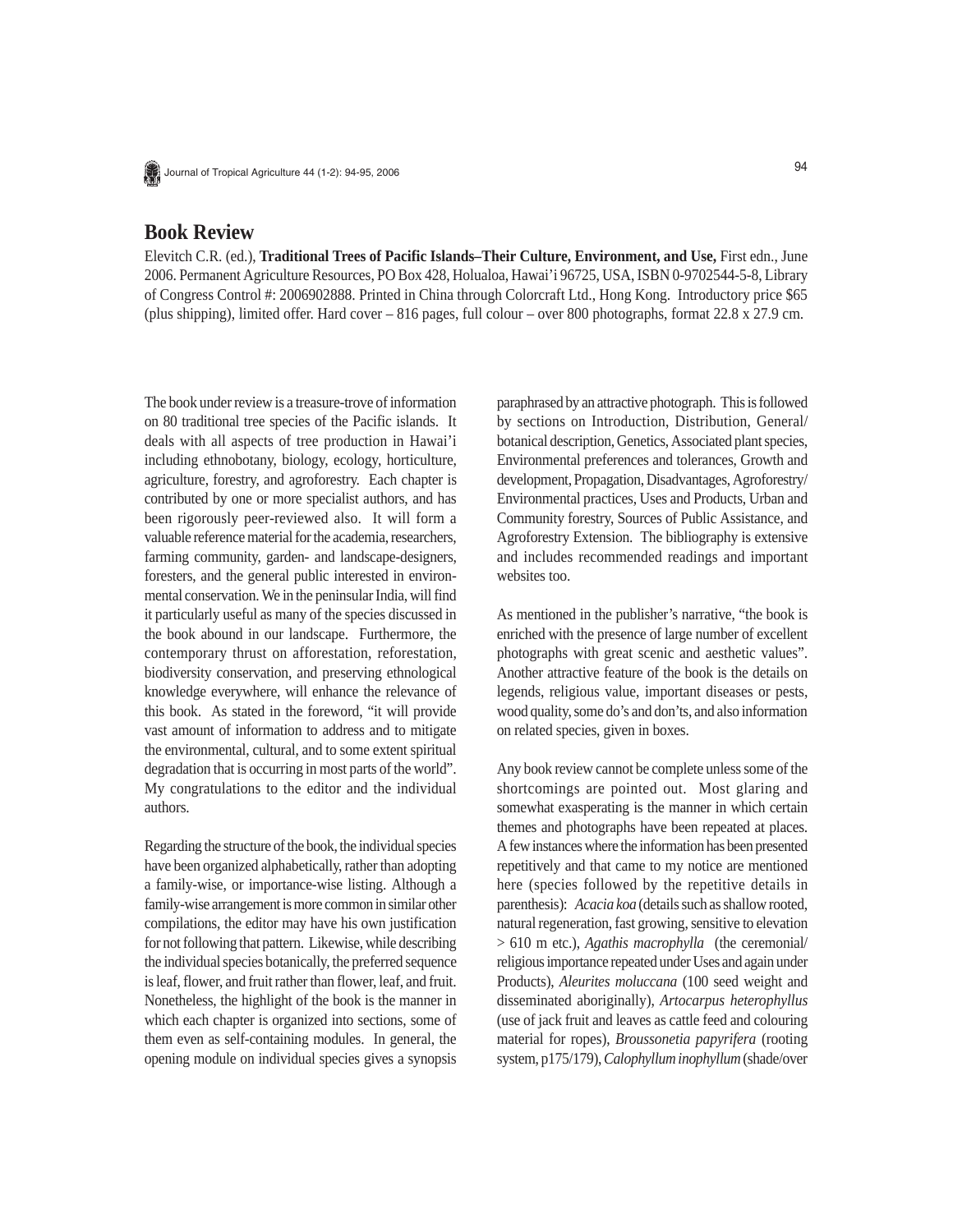## Book Review

Elevitch C.R. (ed.), **Traditional Trees of Pacific Islands–Their Culture, Environment, and Use,** First edn., June 2006. Permanent Agriculture Resources, PO Box 428, Holualoa, Hawai'i 96725, USA, ISBN 0-9702544-5-8, Library of Congress Control #: 2006902888. Printed in China through Colorcraft Ltd., Hong Kong. Introductory price $65 (plus shipping), limited offer. Hard cover – 816 pages, full colour – over 800 photographs, format 22.8 x 27.9 cm.

The book under review is a treasure-trove of information on 80 traditional tree species of the Pacific islands. It deals with all aspects of tree production in Hawai'i including ethnobotany, biology, ecology, horticulture, agriculture, forestry, and agroforestry. Each chapter is contributed by one or more specialist authors, and has been rigorously peer-reviewed also. It will form a valuable reference material for the academia, researchers, farming community, garden- and landscape-designers, foresters, and the general public interested in environmental conservation. We in the peninsular India, will find it particularly useful as many of the species discussed in the book abound in our landscape. Furthermore, the contemporary thrust on afforestation, reforestation, biodiversity conservation, and preserving ethnological knowledge everywhere, will enhance the relevance of this book. As stated in the foreword, "it will provide vast amount of information to address and to mitigate the environmental, cultural, and to some extent spiritual degradation that is occurring in most parts of the world". My congratulations to the editor and the individual authors.

Regarding the structure of the book, the individual species have been organized alphabetically, rather than adopting a family-wise, or importance-wise listing. Although a family-wise arrangement is more common in similar other compilations, the editor may have his own justification for not following that pattern. Likewise, while describing the individual species botanically, the preferred sequence is leaf, flower, and fruit rather than flower, leaf, and fruit. Nonetheless, the highlight of the book is the manner in which each chapter is organized into sections, some of them even as self-containing modules. In general, the opening module on individual species gives a synopsis paraphrased by an attractive photograph. This is followed by sections on Introduction, Distribution, General/botanical description, Genetics, Associated plant species, Environmental preferences and tolerances, Growth and development, Propagation, Disadvantages, Agroforestry/Environmental practices, Uses and Products, Urban and Community forestry, Sources of Public Assistance, and Agroforestry Extension. The bibliography is extensive and includes recommended readings and important websites too.

As mentioned in the publisher's narrative, "the book is enriched with the presence of large number of excellent photographs with great scenic and aesthetic values". Another attractive feature of the book is the details on legends, religious value, important diseases or pests, wood quality, some do's and don'ts, and also information on related species, given in boxes.

Any book review cannot be complete unless some of the shortcomings are pointed out. Most glaring and somewhat exasperating is the manner in which certain themes and photographs have been repeated at places. A few instances where the information has been presented repetitively and that came to my notice are mentioned here (species followed by the repetitive details in parenthesis): *Acacia koa* (details such as shallow rooted, natural regeneration, fast growing, sensitive to elevation > 610 m etc.), *Agathis macrophylla* (the ceremonial/religious importance repeated under Uses and again under Products), *Aleurites moluccana* (100 seed weight and disseminated aboriginally), *Artocarpus heterophyllus* (use of jack fruit and leaves as cattle feed and colouring material for ropes), *Broussonetia papyrifera* (rooting system, p175/179), *Calophyllum inophyllum* (shade/over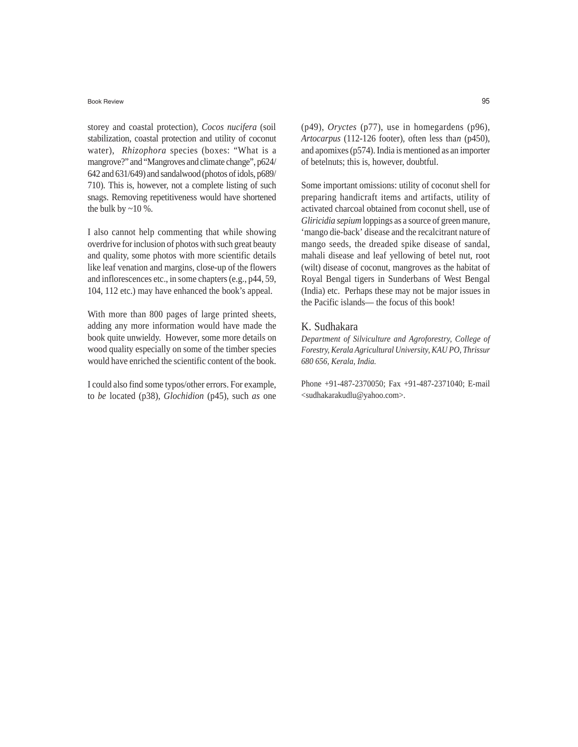storey and coastal protection), *Cocos nucifera* (soil stabilization, coastal protection and utility of coconut water), *Rhizophora* species (boxes: "What is a mangrove?" and "Mangroves and climate change", p624/642 and 631/649) and sandalwood (photos of idols, p689/710). This is, however, not a complete listing of such snags. Removing repetitiveness would have shortened the bulk by ~10 %.

I also cannot help commenting that while showing overdrive for inclusion of photos with such great beauty and quality, some photos with more scientific details like leaf venation and margins, close-up of the flowers and inflorescences etc., in some chapters (e.g., p44, 59, 104, 112 etc.) may have enhanced the book's appeal.

With more than 800 pages of large printed sheets, adding any more information would have made the book quite unwieldy. However, some more details on wood quality especially on some of the timber species would have enriched the scientific content of the book.

I could also find some typos/other errors. For example, to *be* located (p38), *Glochidion* (p45), such *as* one (p49), *Oryctes* (p77), use in homegardens (p96), *Artocarpus* (112-126 footer), often less tha*n* (p450), and apomixes (p574). India is mentioned as an importer of betelnuts; this is, however, doubtful.

Some important omissions: utility of coconut shell for preparing handicraft items and artifacts, utility of activated charcoal obtained from coconut shell, use of *Gliricidia sepium* loppings as a source of green manure, 'mango die-back' disease and the recalcitrant nature of mango seeds, the dreaded spike disease of sandal, mahali disease and leaf yellowing of betel nut, root (wilt) disease of coconut, mangroves as the habitat of Royal Bengal tigers in Sunderbans of West Bengal (India) etc. Perhaps these may not be major issues in the Pacific islands— the focus of this book!

K. Sudhakara

*Department of Silviculture and Agroforestry, College of Forestry, Kerala Agricultural University, KAU PO, Thrissur 680 656, Kerala, India.*

Phone +91-487-2370050; Fax +91-487-2371040; E-mail <sudhakarakudlu@yahoo.com>.